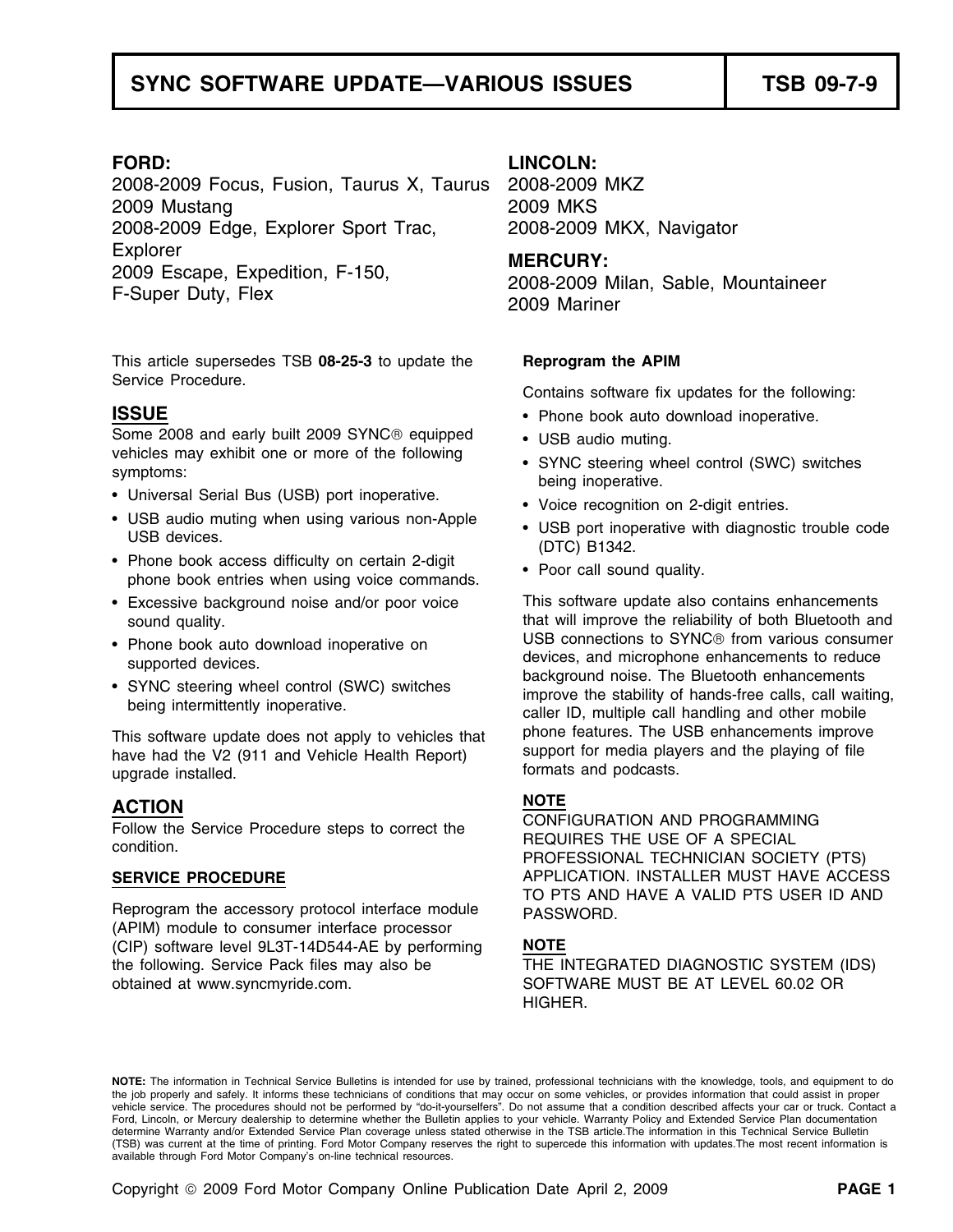# SYNC SOFTWARE UPDATE—VARIOUS ISSUES — TSB 09-7-9

**FORD:**
2008-2009 Focus, Fusion, Taurus X, Taurus
2009 Mustang
2008-2009 Edge, Explorer Sport Trac, Explorer
2009 Escape, Expedition, F-150, F-Super Duty, Flex

**LINCOLN:**
2008-2009 MKZ
2009 MKS
2008-2009 MKX, Navigator

**MERCURY:**
2008-2009 Milan, Sable, Mountaineer
2009 Mariner

This article supersedes TSB **08-25-3** to update the Service Procedure.

## ISSUE

Some 2008 and early built 2009 SYNC® equipped vehicles may exhibit one or more of the following symptoms:

- Universal Serial Bus (USB) port inoperative.
- USB audio muting when using various non-Apple USB devices.
- Phone book access difficulty on certain 2-digit phone book entries when using voice commands.
- Excessive background noise and/or poor voice sound quality.
- Phone book auto download inoperative on supported devices.
- SYNC steering wheel control (SWC) switches being intermittently inoperative.

This software update does not apply to vehicles that have had the V2 (911 and Vehicle Health Report) upgrade installed.

## ACTION

Follow the Service Procedure steps to correct the condition.

### SERVICE PROCEDURE

Reprogram the accessory protocol interface module (APIM) module to consumer interface processor (CIP) software level 9L3T-14D544-AE by performing the following. Service Pack files may also be obtained at www.syncmyride.com.

**Reprogram the APIM**

Contains software fix updates for the following:

- Phone book auto download inoperative.
- USB audio muting.
- SYNC steering wheel control (SWC) switches being inoperative.
- Voice recognition on 2-digit entries.
- USB port inoperative with diagnostic trouble code (DTC) B1342.
- Poor call sound quality.

This software update also contains enhancements that will improve the reliability of both Bluetooth and USB connections to SYNC® from various consumer devices, and microphone enhancements to reduce background noise. The Bluetooth enhancements improve the stability of hands-free calls, call waiting, caller ID, multiple call handling and other mobile phone features. The USB enhancements improve support for media players and the playing of file formats and podcasts.

**NOTE**
CONFIGURATION AND PROGRAMMING REQUIRES THE USE OF A SPECIAL PROFESSIONAL TECHNICIAN SOCIETY (PTS) APPLICATION. INSTALLER MUST HAVE ACCESS TO PTS AND HAVE A VALID PTS USER ID AND PASSWORD.

**NOTE**
THE INTEGRATED DIAGNOSTIC SYSTEM (IDS) SOFTWARE MUST BE AT LEVEL 60.02 OR HIGHER.

**NOTE:** The information in Technical Service Bulletins is intended for use by trained, professional technicians with the knowledge, tools, and equipment to do the job properly and safely. It informs these technicians of conditions that may occur on some vehicles, or provides information that could assist in proper vehicle service. The procedures should not be performed by "do-it-yourselfers". Do not assume that a condition described affects your car or truck. Contact a Ford, Lincoln, or Mercury dealership to determine whether the Bulletin applies to your vehicle. Warranty Policy and Extended Service Plan documentation determine Warranty and/or Extended Service Plan coverage unless stated otherwise in the TSB article.The information in this Technical Service Bulletin (TSB) was current at the time of printing. Ford Motor Company reserves the right to supercede this information with updates.The most recent information is available through Ford Motor Company's on-line technical resources.

Copyright © 2009 Ford Motor Company Online Publication Date April 2, 2009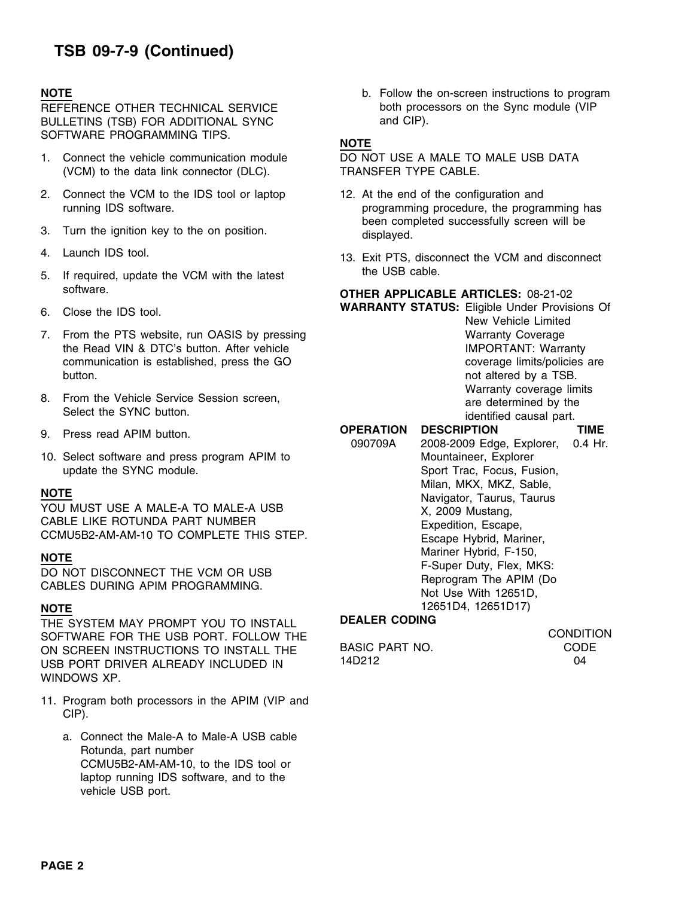# TSB 09-7-9 (Continued)

**NOTE**

REFERENCE OTHER TECHNICAL SERVICE BULLETINS (TSB) FOR ADDITIONAL SYNC SOFTWARE PROGRAMMING TIPS.

1. Connect the vehicle communication module (VCM) to the data link connector (DLC).
2. Connect the VCM to the IDS tool or laptop running IDS software.
3. Turn the ignition key to the on position.
4. Launch IDS tool.
5. If required, update the VCM with the latest software.
6. Close the IDS tool.
7. From the PTS website, run OASIS by pressing the Read VIN & DTC's button. After vehicle communication is established, press the GO button.
8. From the Vehicle Service Session screen, Select the SYNC button.
9. Press read APIM button.
10. Select software and press program APIM to update the SYNC module.

**NOTE**

YOU MUST USE A MALE-A TO MALE-A USB CABLE LIKE ROTUNDA PART NUMBER CCMU5B2-AM-AM-10 TO COMPLETE THIS STEP.

**NOTE**

DO NOT DISCONNECT THE VCM OR USB CABLES DURING APIM PROGRAMMING.

**NOTE**

THE SYSTEM MAY PROMPT YOU TO INSTALL SOFTWARE FOR THE USB PORT. FOLLOW THE ON SCREEN INSTRUCTIONS TO INSTALL THE USB PORT DRIVER ALREADY INCLUDED IN WINDOWS XP.

11. Program both processors in the APIM (VIP and CIP).
    a. Connect the Male-A to Male-A USB cable Rotunda, part number CCMU5B2-AM-AM-10, to the IDS tool or laptop running IDS software, and to the vehicle USB port.
    b. Follow the on-screen instructions to program both processors on the Sync module (VIP and CIP).

**NOTE**

DO NOT USE A MALE TO MALE USB DATA TRANSFER TYPE CABLE.

12. At the end of the configuration and programming procedure, the programming has been completed successfully screen will be displayed.
13. Exit PTS, disconnect the VCM and disconnect the USB cable.

**OTHER APPLICABLE ARTICLES:** 08-21-02

**WARRANTY STATUS:** Eligible Under Provisions Of New Vehicle Limited Warranty Coverage IMPORTANT: Warranty coverage limits/policies are not altered by a TSB. Warranty coverage limits are determined by the identified causal part.

| OPERATION | DESCRIPTION | TIME |
|---|---|---|
| 090709A | 2008-2009 Edge, Explorer, Mountaineer, Explorer Sport Trac, Focus, Fusion, Milan, MKX, MKZ, Sable, Navigator, Taurus, Taurus X, 2009 Mustang, Expedition, Escape, Escape Hybrid, Mariner, Mariner Hybrid, F-150, F-Super Duty, Flex, MKS: Reprogram The APIM (Do Not Use With 12651D, 12651D4, 12651D17) | 0.4 Hr. |

**DEALER CODING**

| BASIC PART NO. | CONDITION CODE |
|---|---|
| 14D212 | 04 |